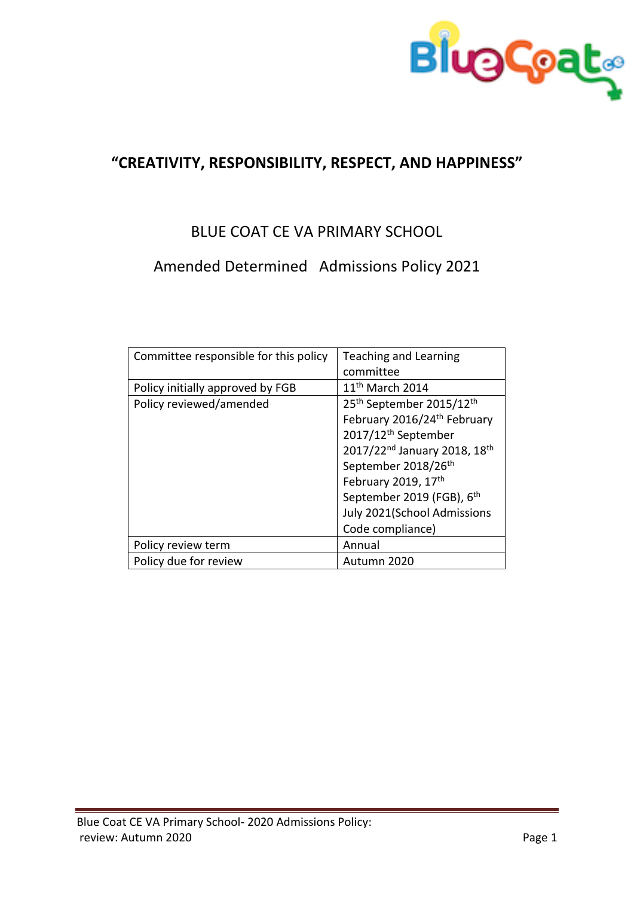# "CREATIVITY, RESPONSIBILITY, RESPECT, AND HAPPINESS"

## BLUE COAT CE VA PRIMARY SCHOOL

## Amended Determined Admissions Policy 2021

| Committee responsible for this policy | Teaching and Learning committee |
|---|---|
| Policy initially approved by FGB | 11th March 2014 |
| Policy reviewed/amended | 25th September 2015/12th February 2016/24th February 2017/12th September 2017/22nd January 2018, 18th September 2018/26th February 2019, 17th September 2019 (FGB), 6th July 2021(School Admissions Code compliance) |
| Policy review term | Annual |
| Policy due for review | Autumn 2020 |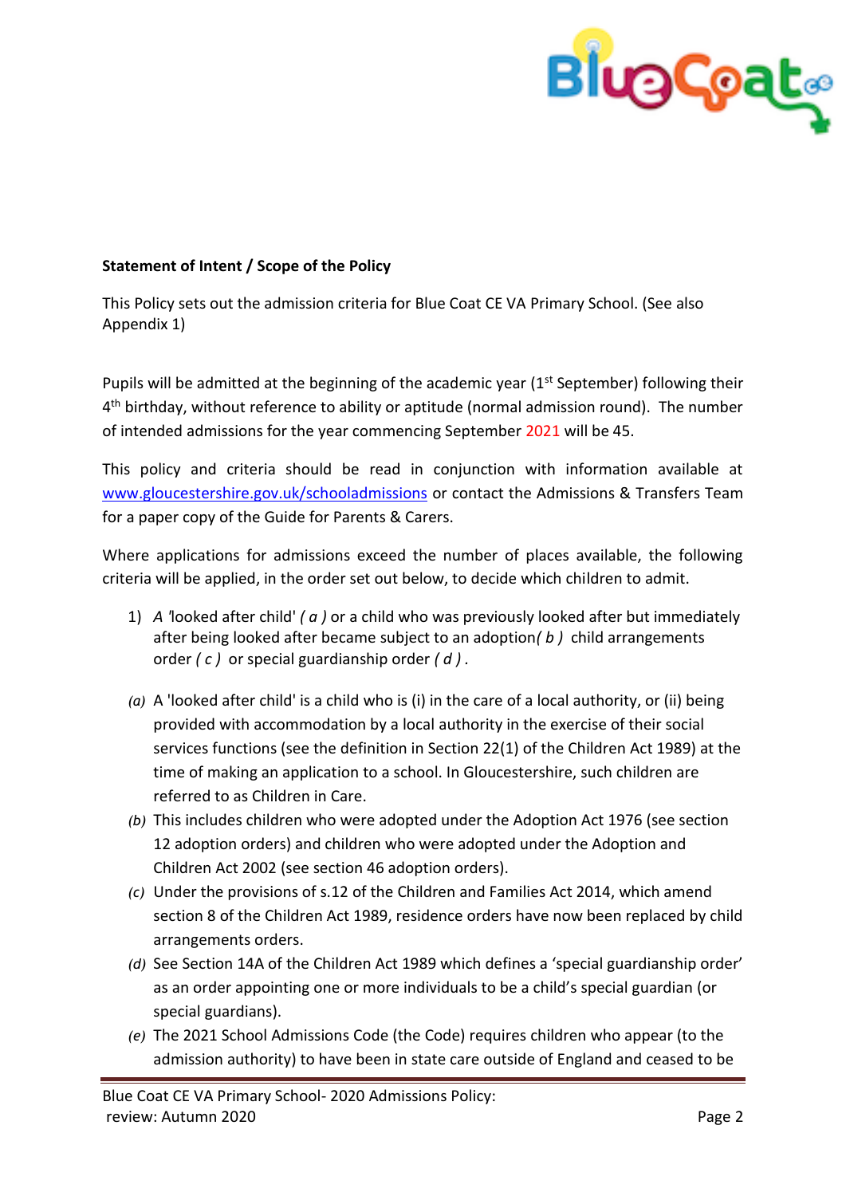**Statement of Intent / Scope of the Policy**

This Policy sets out the admission criteria for Blue Coat CE VA Primary School. (See also Appendix 1)

Pupils will be admitted at the beginning of the academic year (1st September) following their 4th birthday, without reference to ability or aptitude (normal admission round). The number of intended admissions for the year commencing September 2021 will be 45.

This policy and criteria should be read in conjunction with information available at www.gloucestershire.gov.uk/schooladmissions or contact the Admissions & Transfers Team for a paper copy of the Guide for Parents & Carers.

Where applications for admissions exceed the number of places available, the following criteria will be applied, in the order set out below, to decide which children to admit.

1) *A* 'looked after child' *( a )* or a child who was previously looked after but immediately after being looked after became subject to an adoption*( b )* child arrangements order *( c )* or special guardianship order *( d )*.

*(a)* A 'looked after child' is a child who is (i) in the care of a local authority, or (ii) being provided with accommodation by a local authority in the exercise of their social services functions (see the definition in Section 22(1) of the Children Act 1989) at the time of making an application to a school. In Gloucestershire, such children are referred to as Children in Care.

*(b)* This includes children who were adopted under the Adoption Act 1976 (see section 12 adoption orders) and children who were adopted under the Adoption and Children Act 2002 (see section 46 adoption orders).

*(c)* Under the provisions of s.12 of the Children and Families Act 2014, which amend section 8 of the Children Act 1989, residence orders have now been replaced by child arrangements orders.

*(d)* See Section 14A of the Children Act 1989 which defines a 'special guardianship order' as an order appointing one or more individuals to be a child's special guardian (or special guardians).

*(e)* The 2021 School Admissions Code (the Code) requires children who appear (to the admission authority) to have been in state care outside of England and ceased to be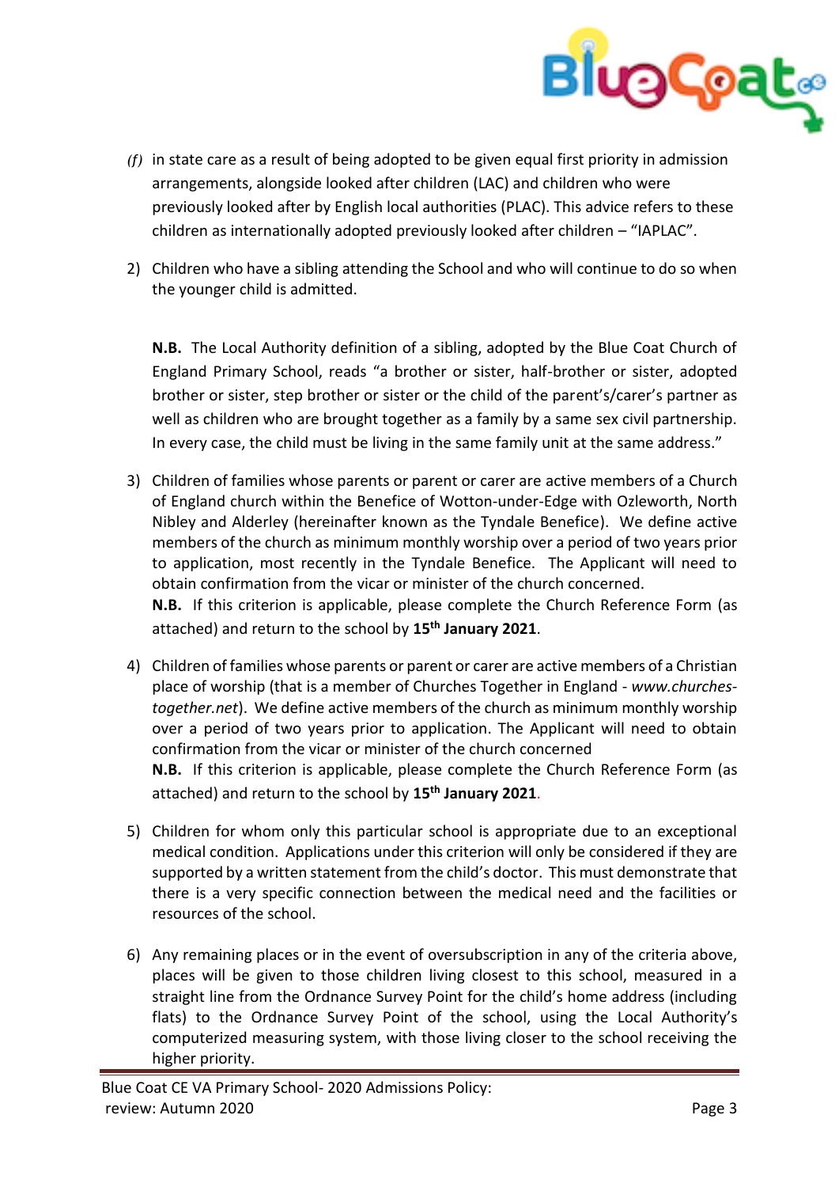*(f)* in state care as a result of being adopted to be given equal first priority in admission arrangements, alongside looked after children (LAC) and children who were previously looked after by English local authorities (PLAC). This advice refers to these children as internationally adopted previously looked after children – "IAPLAC".

2) Children who have a sibling attending the School and who will continue to do so when the younger child is admitted.

   **N.B.** The Local Authority definition of a sibling, adopted by the Blue Coat Church of England Primary School, reads "a brother or sister, half-brother or sister, adopted brother or sister, step brother or sister or the child of the parent's/carer's partner as well as children who are brought together as a family by a same sex civil partnership. In every case, the child must be living in the same family unit at the same address."

3) Children of families whose parents or parent or carer are active members of a Church of England church within the Benefice of Wotton-under-Edge with Ozleworth, North Nibley and Alderley (hereinafter known as the Tyndale Benefice). We define active members of the church as minimum monthly worship over a period of two years prior to application, most recently in the Tyndale Benefice. The Applicant will need to obtain confirmation from the vicar or minister of the church concerned.
   **N.B.** If this criterion is applicable, please complete the Church Reference Form (as attached) and return to the school by **15th January 2021**.

4) Children of families whose parents or parent or carer are active members of a Christian place of worship (that is a member of Churches Together in England - *www.churches-together.net*). We define active members of the church as minimum monthly worship over a period of two years prior to application. The Applicant will need to obtain confirmation from the vicar or minister of the church concerned
   **N.B.** If this criterion is applicable, please complete the Church Reference Form (as attached) and return to the school by **15th January 2021**.

5) Children for whom only this particular school is appropriate due to an exceptional medical condition. Applications under this criterion will only be considered if they are supported by a written statement from the child's doctor. This must demonstrate that there is a very specific connection between the medical need and the facilities or resources of the school.

6) Any remaining places or in the event of oversubscription in any of the criteria above, places will be given to those children living closest to this school, measured in a straight line from the Ordnance Survey Point for the child's home address (including flats) to the Ordnance Survey Point of the school, using the Local Authority's computerized measuring system, with those living closer to the school receiving the higher priority.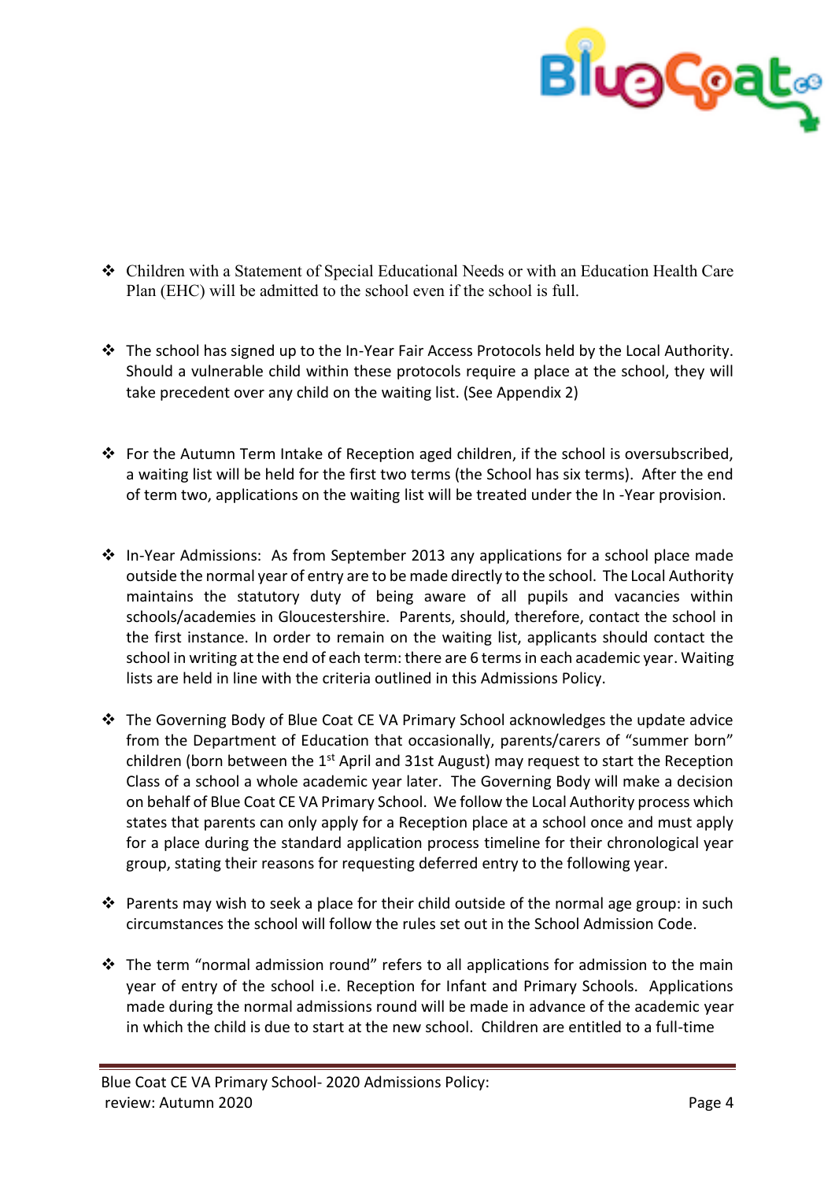- Children with a Statement of Special Educational Needs or with an Education Health Care Plan (EHC) will be admitted to the school even if the school is full.

- The school has signed up to the In-Year Fair Access Protocols held by the Local Authority. Should a vulnerable child within these protocols require a place at the school, they will take precedent over any child on the waiting list. (See Appendix 2)

- For the Autumn Term Intake of Reception aged children, if the school is oversubscribed, a waiting list will be held for the first two terms (the School has six terms). After the end of term two, applications on the waiting list will be treated under the In -Year provision.

- In-Year Admissions: As from September 2013 any applications for a school place made outside the normal year of entry are to be made directly to the school. The Local Authority maintains the statutory duty of being aware of all pupils and vacancies within schools/academies in Gloucestershire. Parents, should, therefore, contact the school in the first instance. In order to remain on the waiting list, applicants should contact the school in writing at the end of each term: there are 6 terms in each academic year. Waiting lists are held in line with the criteria outlined in this Admissions Policy.

- The Governing Body of Blue Coat CE VA Primary School acknowledges the update advice from the Department of Education that occasionally, parents/carers of "summer born" children (born between the 1st April and 31st August) may request to start the Reception Class of a school a whole academic year later. The Governing Body will make a decision on behalf of Blue Coat CE VA Primary School. We follow the Local Authority process which states that parents can only apply for a Reception place at a school once and must apply for a place during the standard application process timeline for their chronological year group, stating their reasons for requesting deferred entry to the following year.

- Parents may wish to seek a place for their child outside of the normal age group: in such circumstances the school will follow the rules set out in the School Admission Code.

- The term "normal admission round" refers to all applications for admission to the main year of entry of the school i.e. Reception for Infant and Primary Schools. Applications made during the normal admissions round will be made in advance of the academic year in which the child is due to start at the new school. Children are entitled to a full-time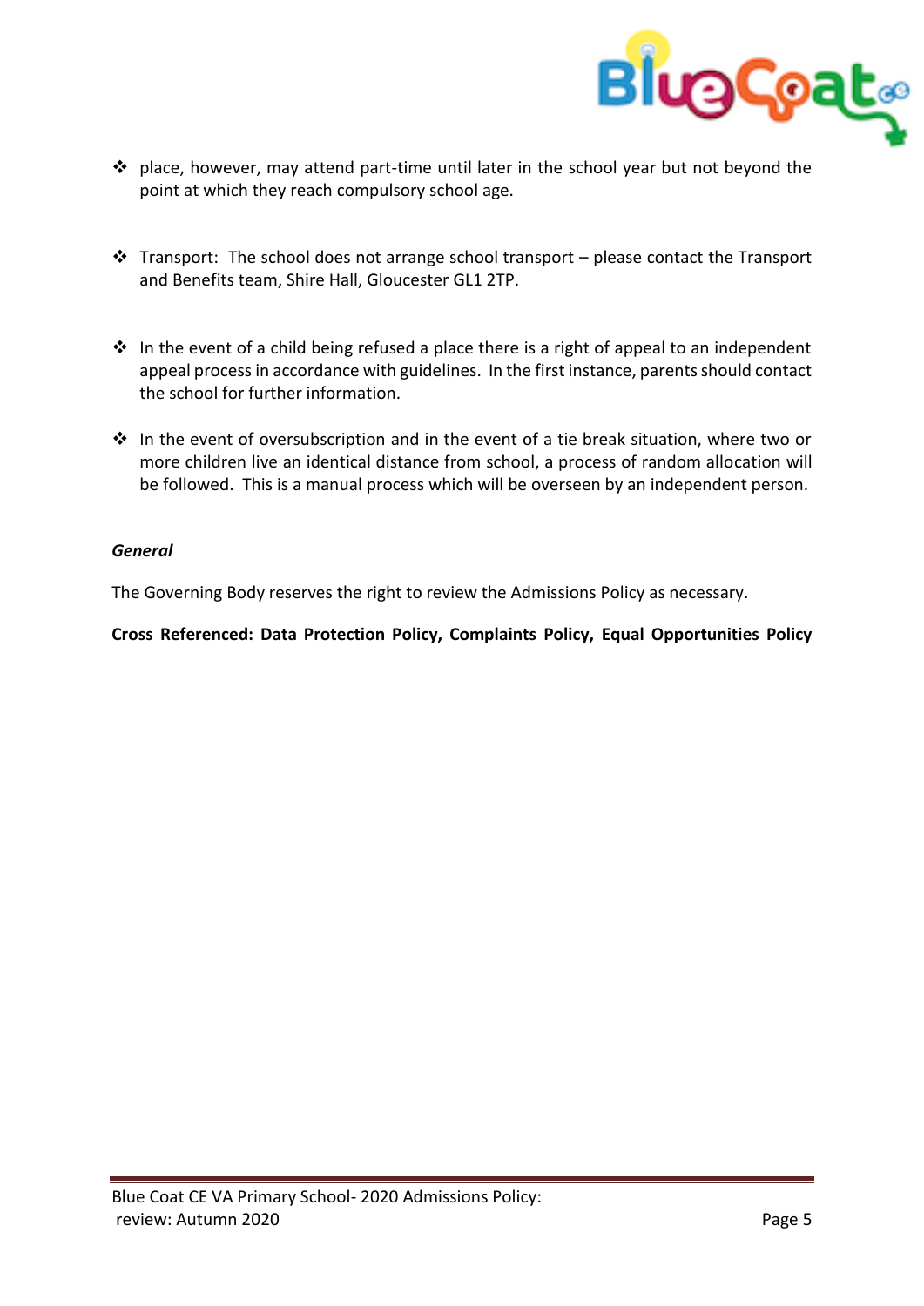- place, however, may attend part-time until later in the school year but not beyond the point at which they reach compulsory school age.

- Transport: The school does not arrange school transport – please contact the Transport and Benefits team, Shire Hall, Gloucester GL1 2TP.

- In the event of a child being refused a place there is a right of appeal to an independent appeal process in accordance with guidelines. In the first instance, parents should contact the school for further information.

- In the event of oversubscription and in the event of a tie break situation, where two or more children live an identical distance from school, a process of random allocation will be followed. This is a manual process which will be overseen by an independent person.

***General***

The Governing Body reserves the right to review the Admissions Policy as necessary.

**Cross Referenced: Data Protection Policy, Complaints Policy, Equal Opportunities Policy**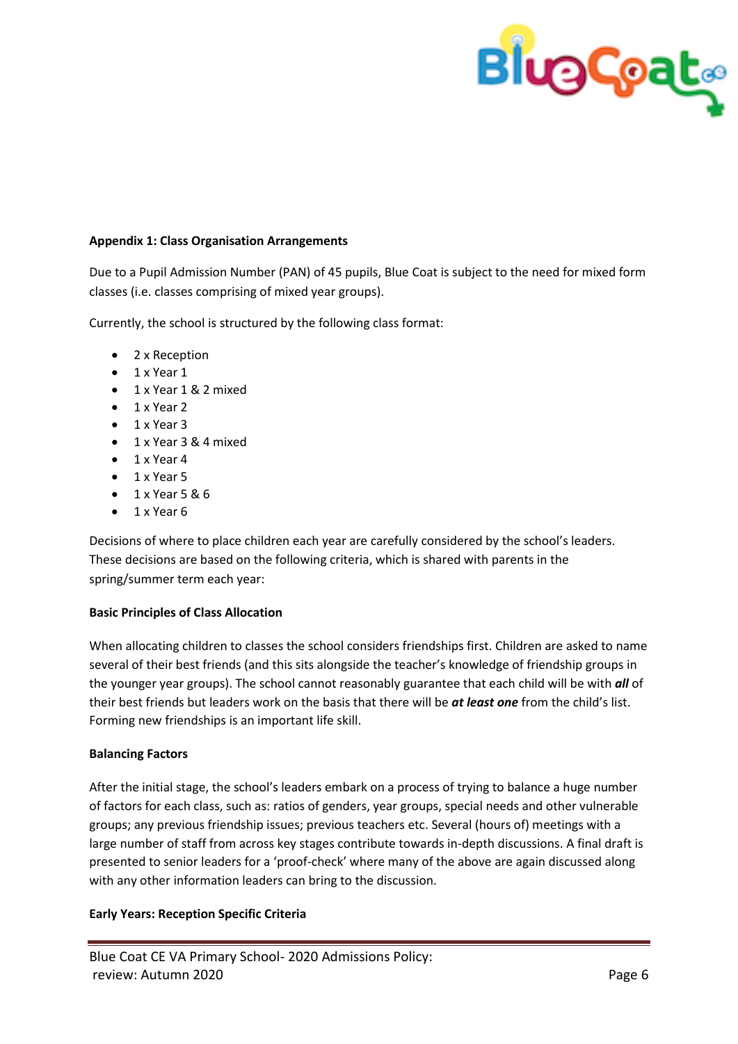**Appendix 1: Class Organisation Arrangements**

Due to a Pupil Admission Number (PAN) of 45 pupils, Blue Coat is subject to the need for mixed form classes (i.e. classes comprising of mixed year groups).

Currently, the school is structured by the following class format:

- 2 x Reception
- 1 x Year 1
- 1 x Year 1 & 2 mixed
- 1 x Year 2
- 1 x Year 3
- 1 x Year 3 & 4 mixed
- 1 x Year 4
- 1 x Year 5
- 1 x Year 5 & 6
- 1 x Year 6

Decisions of where to place children each year are carefully considered by the school's leaders. These decisions are based on the following criteria, which is shared with parents in the spring/summer term each year:

**Basic Principles of Class Allocation**

When allocating children to classes the school considers friendships first. Children are asked to name several of their best friends (and this sits alongside the teacher's knowledge of friendship groups in the younger year groups). The school cannot reasonably guarantee that each child will be with ***all*** of their best friends but leaders work on the basis that there will be ***at least one*** from the child's list. Forming new friendships is an important life skill.

**Balancing Factors**

After the initial stage, the school's leaders embark on a process of trying to balance a huge number of factors for each class, such as: ratios of genders, year groups, special needs and other vulnerable groups; any previous friendship issues; previous teachers etc. Several (hours of) meetings with a large number of staff from across key stages contribute towards in-depth discussions. A final draft is presented to senior leaders for a 'proof-check' where many of the above are again discussed along with any other information leaders can bring to the discussion.

**Early Years: Reception Specific Criteria**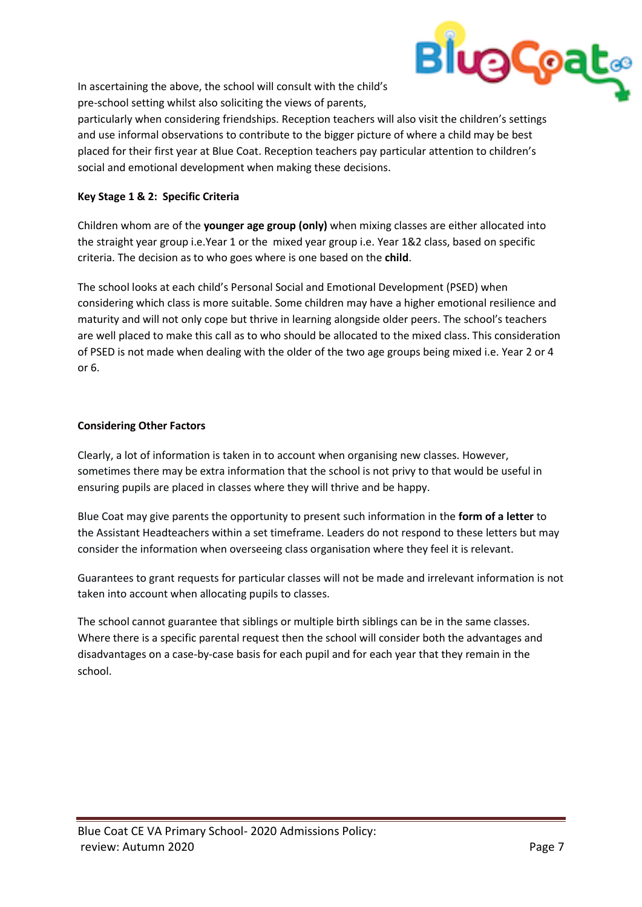In ascertaining the above, the school will consult with the child's pre-school setting whilst also soliciting the views of parents, particularly when considering friendships. Reception teachers will also visit the children's settings and use informal observations to contribute to the bigger picture of where a child may be best placed for their first year at Blue Coat. Reception teachers pay particular attention to children's social and emotional development when making these decisions.

**Key Stage 1 & 2: Specific Criteria**

Children whom are of the **younger age group (only)** when mixing classes are either allocated into the straight year group i.e.Year 1 or the mixed year group i.e. Year 1&2 class, based on specific criteria. The decision as to who goes where is one based on the **child**.

The school looks at each child's Personal Social and Emotional Development (PSED) when considering which class is more suitable. Some children may have a higher emotional resilience and maturity and will not only cope but thrive in learning alongside older peers. The school's teachers are well placed to make this call as to who should be allocated to the mixed class. This consideration of PSED is not made when dealing with the older of the two age groups being mixed i.e. Year 2 or 4 or 6.

**Considering Other Factors**

Clearly, a lot of information is taken in to account when organising new classes. However, sometimes there may be extra information that the school is not privy to that would be useful in ensuring pupils are placed in classes where they will thrive and be happy.

Blue Coat may give parents the opportunity to present such information in the **form of a letter** to the Assistant Headteachers within a set timeframe. Leaders do not respond to these letters but may consider the information when overseeing class organisation where they feel it is relevant.

Guarantees to grant requests for particular classes will not be made and irrelevant information is not taken into account when allocating pupils to classes.

The school cannot guarantee that siblings or multiple birth siblings can be in the same classes. Where there is a specific parental request then the school will consider both the advantages and disadvantages on a case-by-case basis for each pupil and for each year that they remain in the school.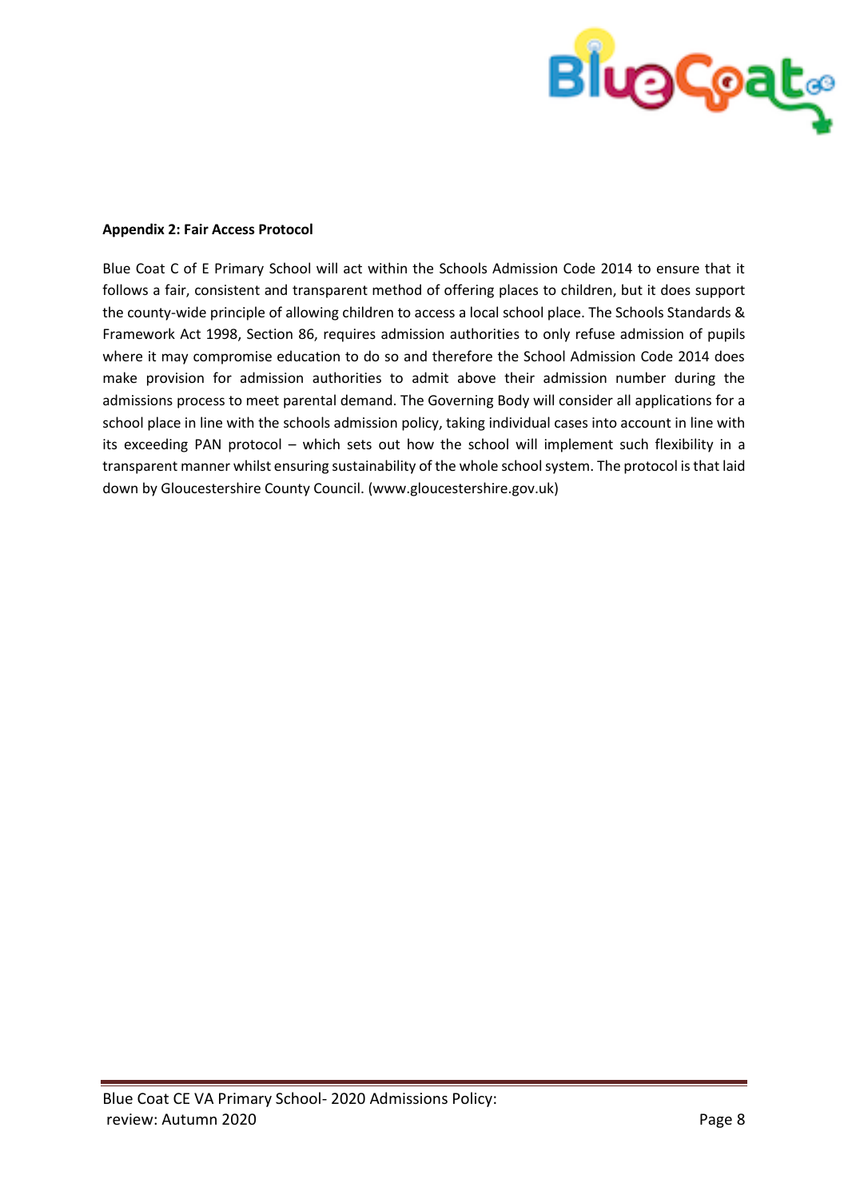**Appendix 2: Fair Access Protocol**

Blue Coat C of E Primary School will act within the Schools Admission Code 2014 to ensure that it follows a fair, consistent and transparent method of offering places to children, but it does support the county-wide principle of allowing children to access a local school place. The Schools Standards & Framework Act 1998, Section 86, requires admission authorities to only refuse admission of pupils where it may compromise education to do so and therefore the School Admission Code 2014 does make provision for admission authorities to admit above their admission number during the admissions process to meet parental demand. The Governing Body will consider all applications for a school place in line with the schools admission policy, taking individual cases into account in line with its exceeding PAN protocol – which sets out how the school will implement such flexibility in a transparent manner whilst ensuring sustainability of the whole school system. The protocol is that laid down by Gloucestershire County Council. (www.gloucestershire.gov.uk)